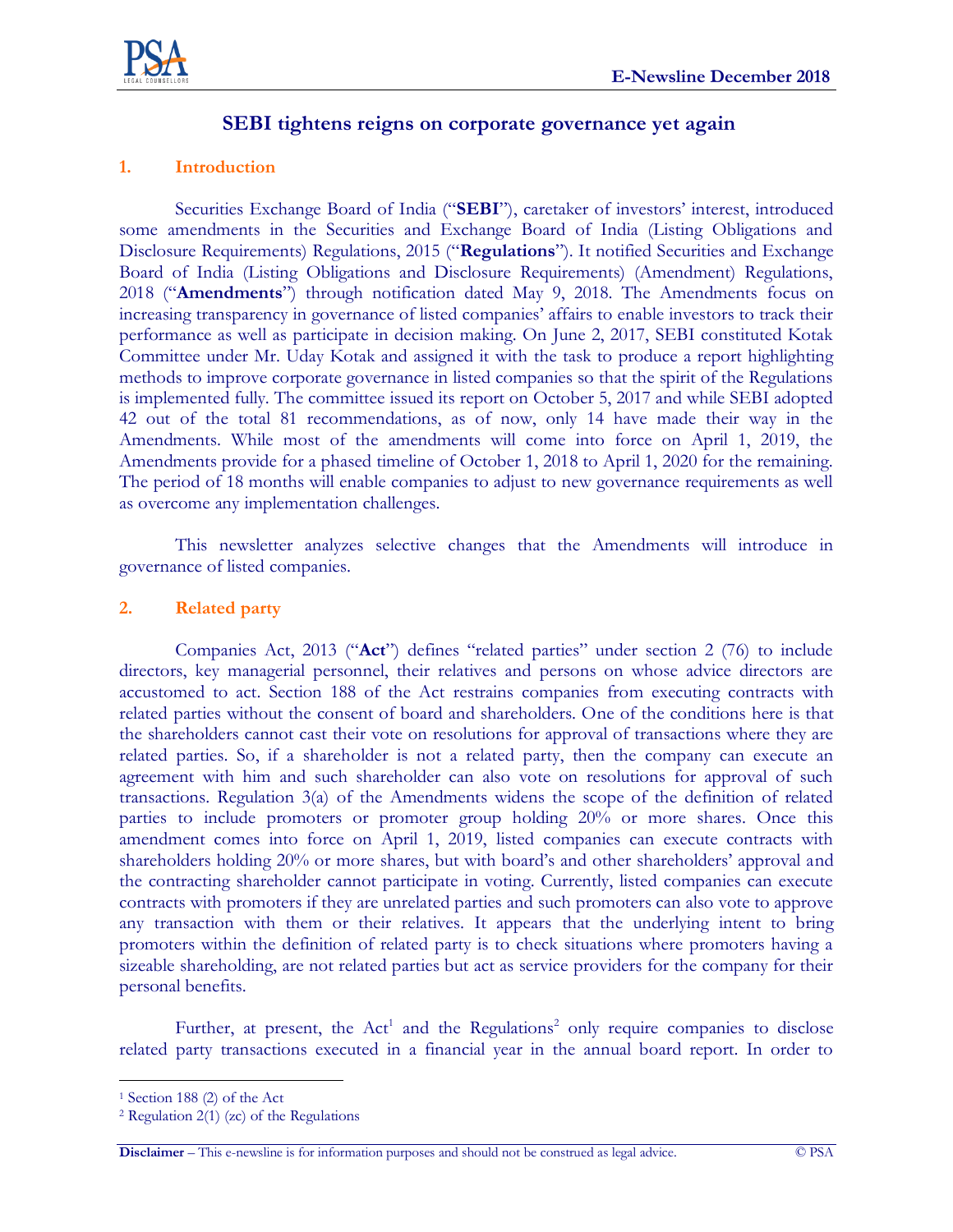# SEBI tightens reigns on corporate governance yet again

## 1. Introduction

Securities Exchange Board of India ("**SEBI**"), caretaker of investors' interest, introduced some amendments in the Securities and Exchange Board of India (Listing Obligations and Disclosure Requirements) Regulations, 2015 ("**Regulations**"). It notified Securities and Exchange Board of India (Listing Obligations and Disclosure Requirements) (Amendment) Regulations, 2018 ("**Amendments**") through notification dated May 9, 2018. The Amendments focus on increasing transparency in governance of listed companies' affairs to enable investors to track their performance as well as participate in decision making. On June 2, 2017, SEBI constituted Kotak Committee under Mr. Uday Kotak and assigned it with the task to produce a report highlighting methods to improve corporate governance in listed companies so that the spirit of the Regulations is implemented fully. The committee issued its report on October 5, 2017 and while SEBI adopted 42 out of the total 81 recommendations, as of now, only 14 have made their way in the Amendments. While most of the amendments will come into force on April 1, 2019, the Amendments provide for a phased timeline of October 1, 2018 to April 1, 2020 for the remaining. The period of 18 months will enable companies to adjust to new governance requirements as well as overcome any implementation challenges.

This newsletter analyzes selective changes that the Amendments will introduce in governance of listed companies.

## 2. Related party

Companies Act, 2013 ("**Act**") defines "related parties" under section 2 (76) to include directors, key managerial personnel, their relatives and persons on whose advice directors are accustomed to act. Section 188 of the Act restrains companies from executing contracts with related parties without the consent of board and shareholders. One of the conditions here is that the shareholders cannot cast their vote on resolutions for approval of transactions where they are related parties. So, if a shareholder is not a related party, then the company can execute an agreement with him and such shareholder can also vote on resolutions for approval of such transactions. Regulation 3(a) of the Amendments widens the scope of the definition of related parties to include promoters or promoter group holding 20% or more shares. Once this amendment comes into force on April 1, 2019, listed companies can execute contracts with shareholders holding 20% or more shares, but with board's and other shareholders' approval and the contracting shareholder cannot participate in voting. Currently, listed companies can execute contracts with promoters if they are unrelated parties and such promoters can also vote to approve any transaction with them or their relatives. It appears that the underlying intent to bring promoters within the definition of related party is to check situations where promoters having a sizeable shareholding, are not related parties but act as service providers for the company for their personal benefits.

Further, at present, the Act[1] and the Regulations[2] only require companies to disclose related party transactions executed in a financial year in the annual board report. In order to

[1] Section 188 (2) of the Act

[2] Regulation 2(1) (zc) of the Regulations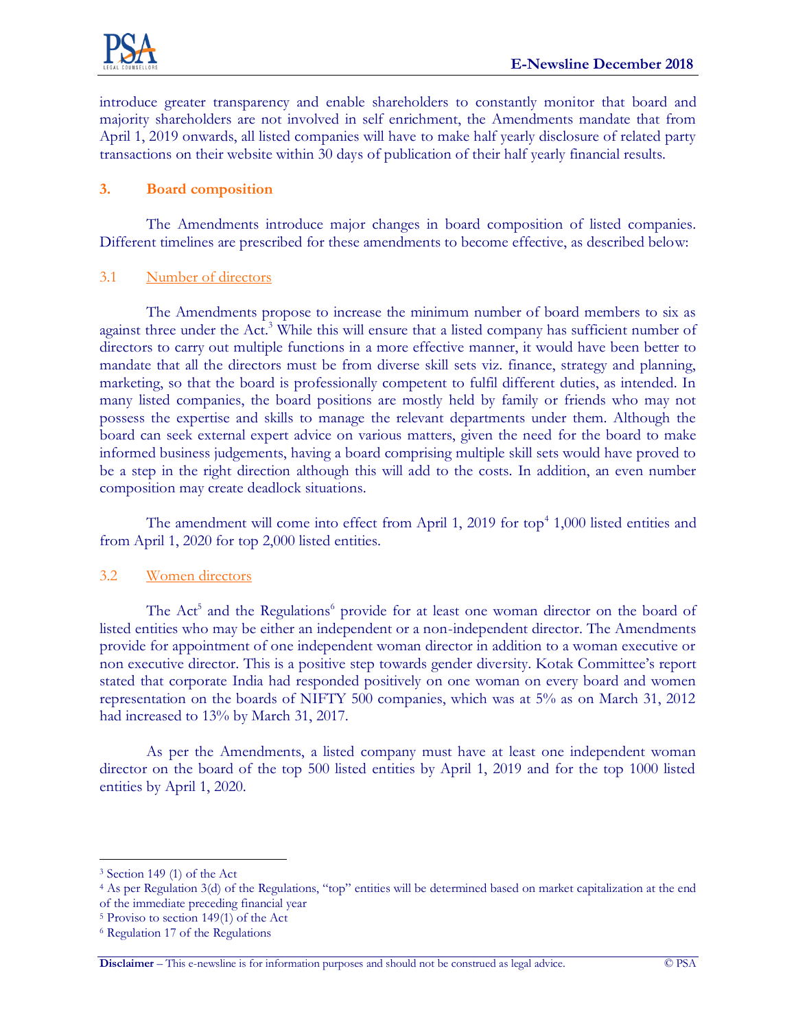introduce greater transparency and enable shareholders to constantly monitor that board and majority shareholders are not involved in self enrichment, the Amendments mandate that from April 1, 2019 onwards, all listed companies will have to make half yearly disclosure of related party transactions on their website within 30 days of publication of their half yearly financial results.

## 3. Board composition

The Amendments introduce major changes in board composition of listed companies. Different timelines are prescribed for these amendments to become effective, as described below:

### 3.1 Number of directors

The Amendments propose to increase the minimum number of board members to six as against three under the Act.[3] While this will ensure that a listed company has sufficient number of directors to carry out multiple functions in a more effective manner, it would have been better to mandate that all the directors must be from diverse skill sets viz. finance, strategy and planning, marketing, so that the board is professionally competent to fulfil different duties, as intended. In many listed companies, the board positions are mostly held by family or friends who may not possess the expertise and skills to manage the relevant departments under them. Although the board can seek external expert advice on various matters, given the need for the board to make informed business judgements, having a board comprising multiple skill sets would have proved to be a step in the right direction although this will add to the costs. In addition, an even number composition may create deadlock situations.

The amendment will come into effect from April 1, 2019 for top[4] 1,000 listed entities and from April 1, 2020 for top 2,000 listed entities.

### 3.2 Women directors

The Act[5] and the Regulations[6] provide for at least one woman director on the board of listed entities who may be either an independent or a non-independent director. The Amendments provide for appointment of one independent woman director in addition to a woman executive or non executive director. This is a positive step towards gender diversity. Kotak Committee's report stated that corporate India had responded positively on one woman on every board and women representation on the boards of NIFTY 500 companies, which was at 5% as on March 31, 2012 had increased to 13% by March 31, 2017.

As per the Amendments, a listed company must have at least one independent woman director on the board of the top 500 listed entities by April 1, 2019 and for the top 1000 listed entities by April 1, 2020.

---

[3] Section 149 (1) of the Act

[4] As per Regulation 3(d) of the Regulations, "top" entities will be determined based on market capitalization at the end of the immediate preceding financial year

[5] Proviso to section 149(1) of the Act

[6] Regulation 17 of the Regulations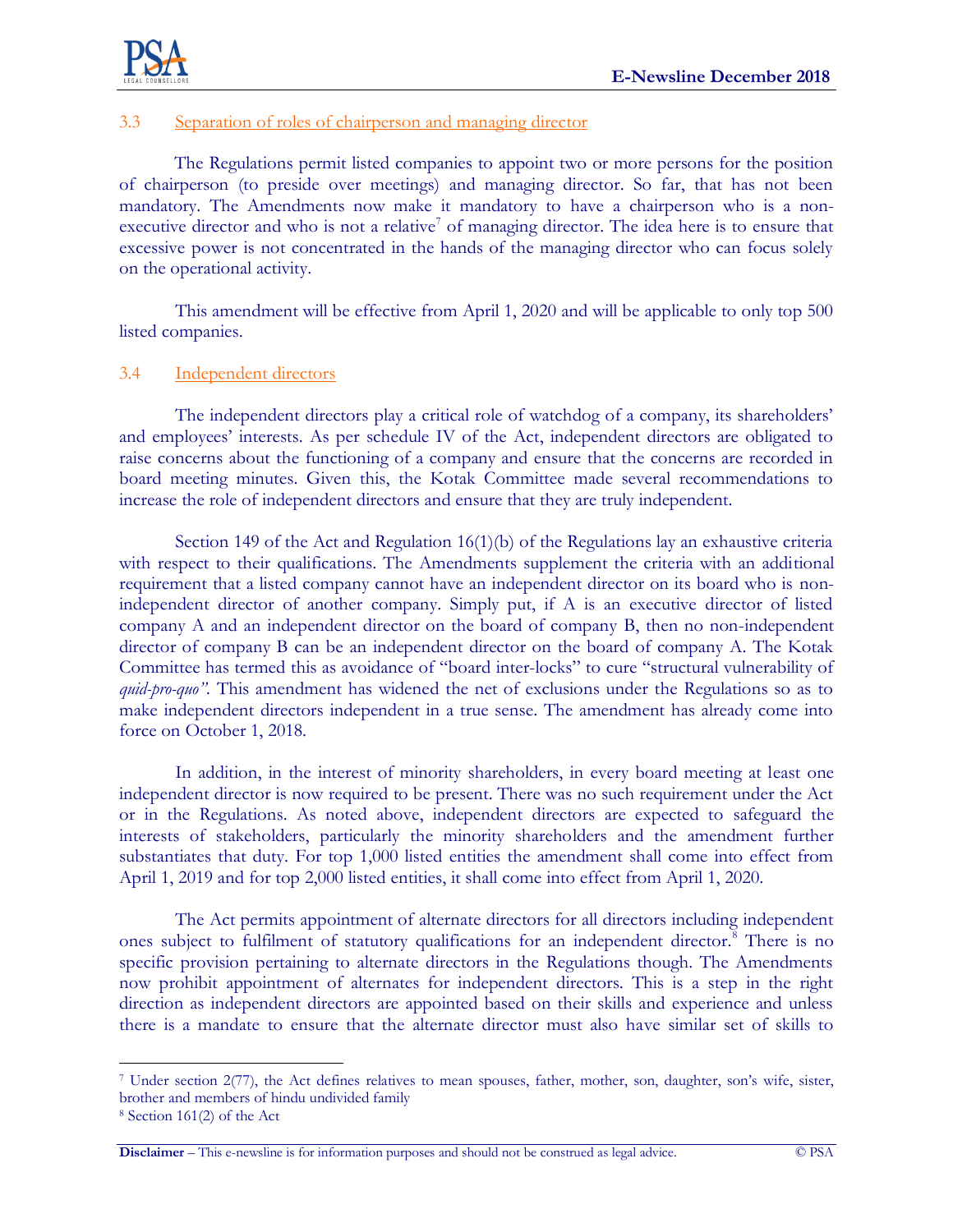### 3.3 Separation of roles of chairperson and managing director

The Regulations permit listed companies to appoint two or more persons for the position of chairperson (to preside over meetings) and managing director. So far, that has not been mandatory. The Amendments now make it mandatory to have a chairperson who is a non-executive director and who is not a relative[7] of managing director. The idea here is to ensure that excessive power is not concentrated in the hands of the managing director who can focus solely on the operational activity.

This amendment will be effective from April 1, 2020 and will be applicable to only top 500 listed companies.

### 3.4 Independent directors

The independent directors play a critical role of watchdog of a company, its shareholders' and employees' interests. As per schedule IV of the Act, independent directors are obligated to raise concerns about the functioning of a company and ensure that the concerns are recorded in board meeting minutes. Given this, the Kotak Committee made several recommendations to increase the role of independent directors and ensure that they are truly independent.

Section 149 of the Act and Regulation 16(1)(b) of the Regulations lay an exhaustive criteria with respect to their qualifications. The Amendments supplement the criteria with an additional requirement that a listed company cannot have an independent director on its board who is non-independent director of another company. Simply put, if A is an executive director of listed company A and an independent director on the board of company B, then no non-independent director of company B can be an independent director on the board of company A. The Kotak Committee has termed this as avoidance of "board inter-locks" to cure "structural vulnerability of *quid-pro-quo*". This amendment has widened the net of exclusions under the Regulations so as to make independent directors independent in a true sense. The amendment has already come into force on October 1, 2018.

In addition, in the interest of minority shareholders, in every board meeting at least one independent director is now required to be present. There was no such requirement under the Act or in the Regulations. As noted above, independent directors are expected to safeguard the interests of stakeholders, particularly the minority shareholders and the amendment further substantiates that duty. For top 1,000 listed entities the amendment shall come into effect from April 1, 2019 and for top 2,000 listed entities, it shall come into effect from April 1, 2020.

The Act permits appointment of alternate directors for all directors including independent ones subject to fulfilment of statutory qualifications for an independent director.[8] There is no specific provision pertaining to alternate directors in the Regulations though. The Amendments now prohibit appointment of alternates for independent directors. This is a step in the right direction as independent directors are appointed based on their skills and experience and unless there is a mandate to ensure that the alternate director must also have similar set of skills to

---

[7] Under section 2(77), the Act defines relatives to mean spouses, father, mother, son, daughter, son's wife, sister, brother and members of hindu undivided family

[8] Section 161(2) of the Act

**Disclaimer** – This e-newsline is for information purposes and should not be construed as legal advice. © PSA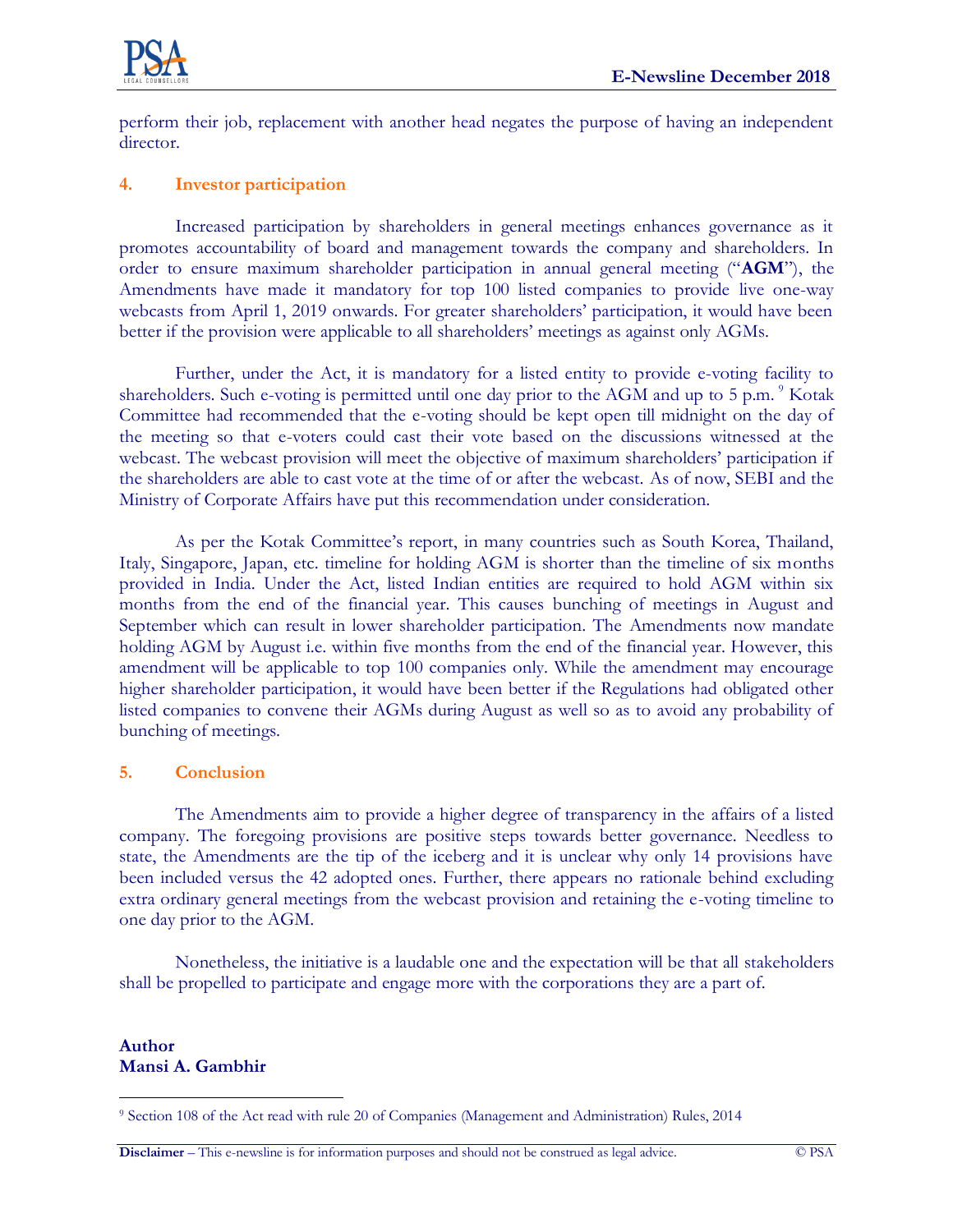perform their job, replacement with another head negates the purpose of having an independent director.

## 4. Investor participation

Increased participation by shareholders in general meetings enhances governance as it promotes accountability of board and management towards the company and shareholders. In order to ensure maximum shareholder participation in annual general meeting ("**AGM**"), the Amendments have made it mandatory for top 100 listed companies to provide live one-way webcasts from April 1, 2019 onwards. For greater shareholders' participation, it would have been better if the provision were applicable to all shareholders' meetings as against only AGMs.

Further, under the Act, it is mandatory for a listed entity to provide e-voting facility to shareholders. Such e-voting is permitted until one day prior to the AGM and up to 5 p.m.[9] Kotak Committee had recommended that the e-voting should be kept open till midnight on the day of the meeting so that e-voters could cast their vote based on the discussions witnessed at the webcast. The webcast provision will meet the objective of maximum shareholders' participation if the shareholders are able to cast vote at the time of or after the webcast. As of now, SEBI and the Ministry of Corporate Affairs have put this recommendation under consideration.

As per the Kotak Committee's report, in many countries such as South Korea, Thailand, Italy, Singapore, Japan, etc. timeline for holding AGM is shorter than the timeline of six months provided in India. Under the Act, listed Indian entities are required to hold AGM within six months from the end of the financial year. This causes bunching of meetings in August and September which can result in lower shareholder participation. The Amendments now mandate holding AGM by August i.e. within five months from the end of the financial year. However, this amendment will be applicable to top 100 companies only. While the amendment may encourage higher shareholder participation, it would have been better if the Regulations had obligated other listed companies to convene their AGMs during August as well so as to avoid any probability of bunching of meetings.

## 5. Conclusion

The Amendments aim to provide a higher degree of transparency in the affairs of a listed company. The foregoing provisions are positive steps towards better governance. Needless to state, the Amendments are the tip of the iceberg and it is unclear why only 14 provisions have been included versus the 42 adopted ones. Further, there appears no rationale behind excluding extra ordinary general meetings from the webcast provision and retaining the e-voting timeline to one day prior to the AGM.

Nonetheless, the initiative is a laudable one and the expectation will be that all stakeholders shall be propelled to participate and engage more with the corporations they are a part of.

**Author**
**Mansi A. Gambhir**

---

[9] Section 108 of the Act read with rule 20 of Companies (Management and Administration) Rules, 2014

**Disclaimer** – This e-newsline is for information purposes and should not be construed as legal advice. © PSA